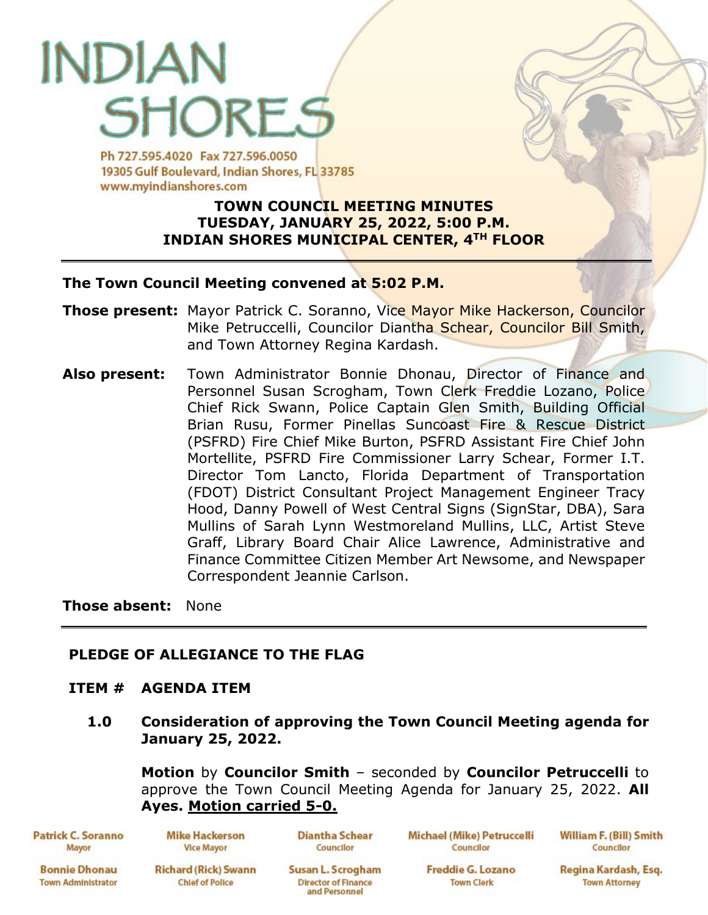# INDIAN SHORES

Ph 727.595.4020 Fax 727.596.0050
19305 Gulf Boulevard, Indian Shores, FL 33785
www.myindianshores.com

**TOWN COUNCIL MEETING MINUTES**
**TUESDAY, JANUARY 25, 2022, 5:00 P.M.**
**INDIAN SHORES MUNICIPAL CENTER, 4TH FLOOR**

---

**The Town Council Meeting convened at 5:02 P.M.**

**Those present:** Mayor Patrick C. Soranno, Vice Mayor Mike Hackerson, Councilor Mike Petruccelli, Councilor Diantha Schear, Councilor Bill Smith, and Town Attorney Regina Kardash.

**Also present:** Town Administrator Bonnie Dhonau, Director of Finance and Personnel Susan Scrogham, Town Clerk Freddie Lozano, Police Chief Rick Swann, Police Captain Glen Smith, Building Official Brian Rusu, Former Pinellas Suncoast Fire & Rescue District (PSFRD) Fire Chief Mike Burton, PSFRD Assistant Fire Chief John Mortellite, PSFRD Fire Commissioner Larry Schear, Former I.T. Director Tom Lancto, Florida Department of Transportation (FDOT) District Consultant Project Management Engineer Tracy Hood, Danny Powell of West Central Signs (SignStar, DBA), Sara Mullins of Sarah Lynn Westmoreland Mullins, LLC, Artist Steve Graff, Library Board Chair Alice Lawrence, Administrative and Finance Committee Citizen Member Art Newsome, and Newspaper Correspondent Jeannie Carlson.

**Those absent:** None

---

**PLEDGE OF ALLEGIANCE TO THE FLAG**

**ITEM # AGENDA ITEM**

**1.0 Consideration of approving the Town Council Meeting agenda for January 25, 2022.**

**Motion** by **Councilor Smith** – seconded by **Councilor Petruccelli** to approve the Town Council Meeting Agenda for January 25, 2022. **All Ayes. <u>Motion carried 5-0.</u>**

| Patrick C. Soranno<br>Mayor | Mike Hackerson<br>Vice Mayor | Diantha Schear<br>Councilor | Michael (Mike) Petruccelli<br>Councilor | William F. (Bill) Smith<br>Councilor |
|---|---|---|---|---|
| Bonnie Dhonau<br>Town Administrator | Richard (Rick) Swann<br>Chief of Police | Susan L. Scrogham<br>Director of Finance and Personnel | Freddie G. Lozano<br>Town Clerk | Regina Kardash, Esq.<br>Town Attorney |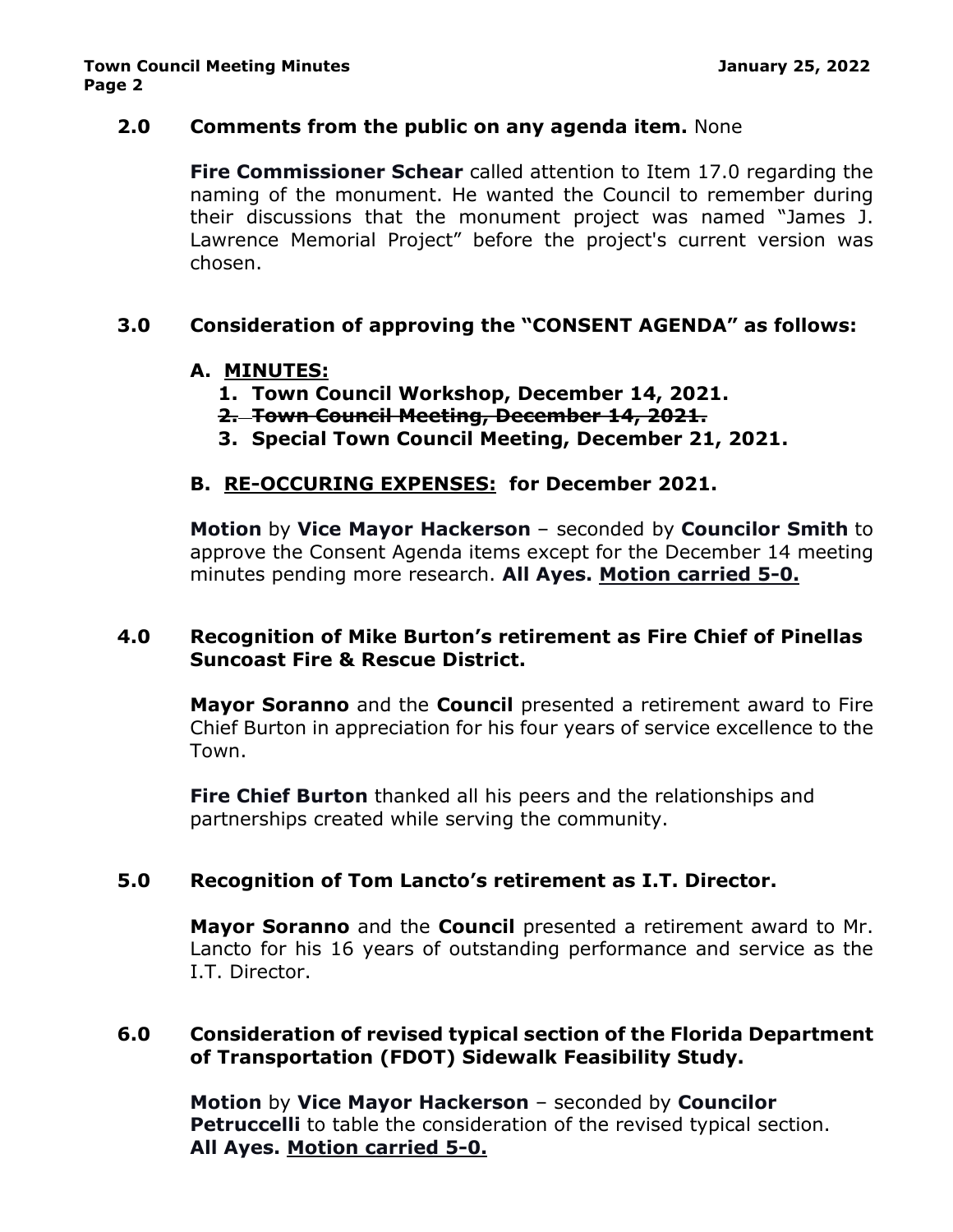## 2.0 Comments from the public on any agenda item. None

**Fire Commissioner Schear** called attention to Item 17.0 regarding the naming of the monument. He wanted the Council to remember during their discussions that the monument project was named "James J. Lawrence Memorial Project" before the project's current version was chosen.

## 3.0 Consideration of approving the "CONSENT AGENDA" as follows:

**A. <u>MINUTES:</u>**

1. **Town Council Workshop, December 14, 2021.**
2. ~~**Town Council Meeting, December 14, 2021.**~~
3. **Special Town Council Meeting, December 21, 2021.**

**B. <u>RE-OCCURING EXPENSES:</u> for December 2021.**

**Motion** by **Vice Mayor Hackerson** – seconded by **Councilor Smith** to approve the Consent Agenda items except for the December 14 meeting minutes pending more research. **All Ayes. <u>Motion carried 5-0.</u>**

## 4.0 Recognition of Mike Burton's retirement as Fire Chief of Pinellas Suncoast Fire & Rescue District.

**Mayor Soranno** and the **Council** presented a retirement award to Fire Chief Burton in appreciation for his four years of service excellence to the Town.

**Fire Chief Burton** thanked all his peers and the relationships and partnerships created while serving the community.

## 5.0 Recognition of Tom Lancto's retirement as I.T. Director.

**Mayor Soranno** and the **Council** presented a retirement award to Mr. Lancto for his 16 years of outstanding performance and service as the I.T. Director.

## 6.0 Consideration of revised typical section of the Florida Department of Transportation (FDOT) Sidewalk Feasibility Study.

**Motion** by **Vice Mayor Hackerson** – seconded by **Councilor Petruccelli** to table the consideration of the revised typical section. **All Ayes. <u>Motion carried 5-0.</u>**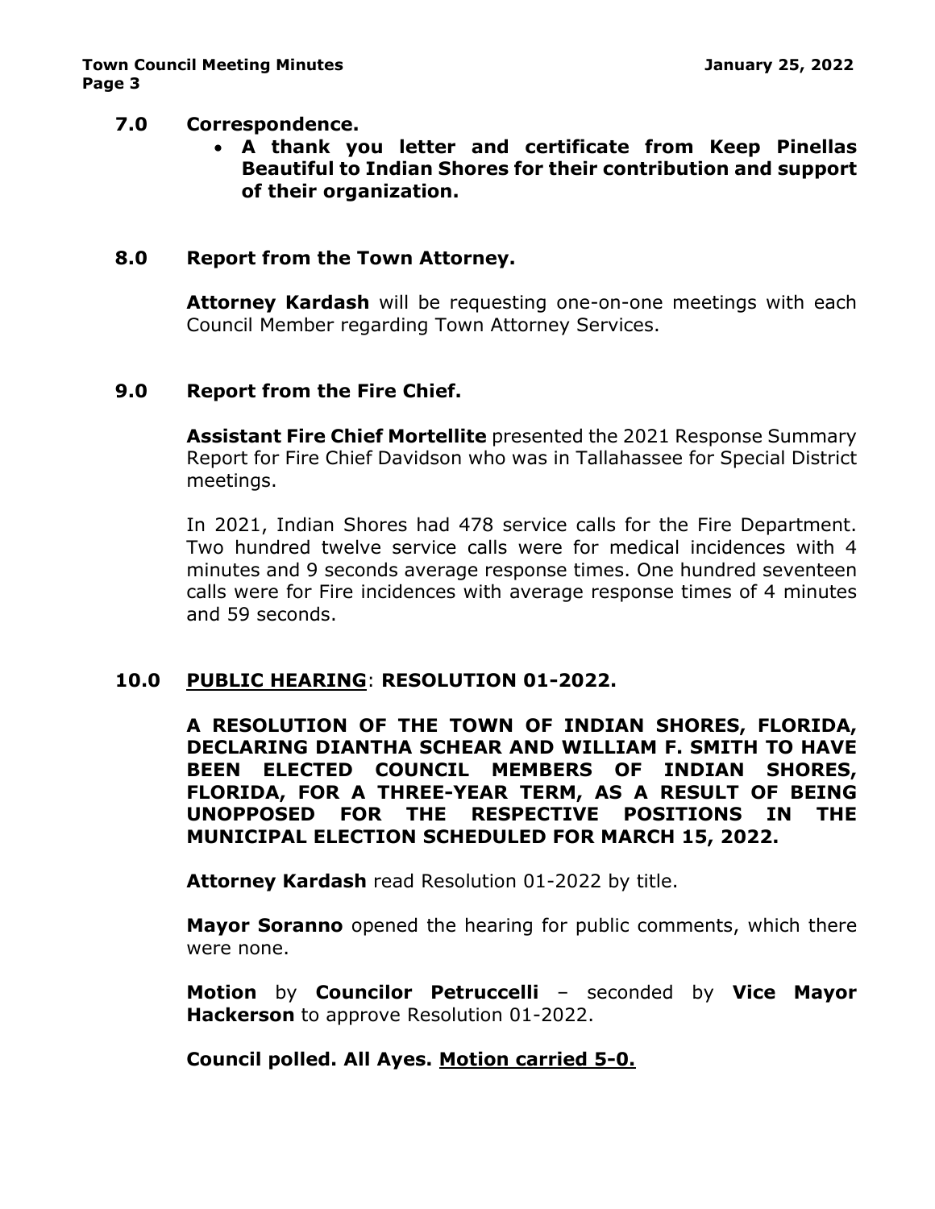## 7.0 Correspondence.

- **A thank you letter and certificate from Keep Pinellas Beautiful to Indian Shores for their contribution and support of their organization.**

## 8.0 Report from the Town Attorney.

**Attorney Kardash** will be requesting one-on-one meetings with each Council Member regarding Town Attorney Services.

## 9.0 Report from the Fire Chief.

**Assistant Fire Chief Mortellite** presented the 2021 Response Summary Report for Fire Chief Davidson who was in Tallahassee for Special District meetings.

In 2021, Indian Shores had 478 service calls for the Fire Department. Two hundred twelve service calls were for medical incidences with 4 minutes and 9 seconds average response times. One hundred seventeen calls were for Fire incidences with average response times of 4 minutes and 59 seconds.

## 10.0 <u>PUBLIC HEARING</u>: RESOLUTION 01-2022.

**A RESOLUTION OF THE TOWN OF INDIAN SHORES, FLORIDA, DECLARING DIANTHA SCHEAR AND WILLIAM F. SMITH TO HAVE BEEN ELECTED COUNCIL MEMBERS OF INDIAN SHORES, FLORIDA, FOR A THREE-YEAR TERM, AS A RESULT OF BEING UNOPPOSED FOR THE RESPECTIVE POSITIONS IN THE MUNICIPAL ELECTION SCHEDULED FOR MARCH 15, 2022.**

**Attorney Kardash** read Resolution 01-2022 by title.

**Mayor Soranno** opened the hearing for public comments, which there were none.

**Motion** by **Councilor Petruccelli** – seconded by **Vice Mayor Hackerson** to approve Resolution 01-2022.

**Council polled. All Ayes. <u>Motion carried 5-0.</u>**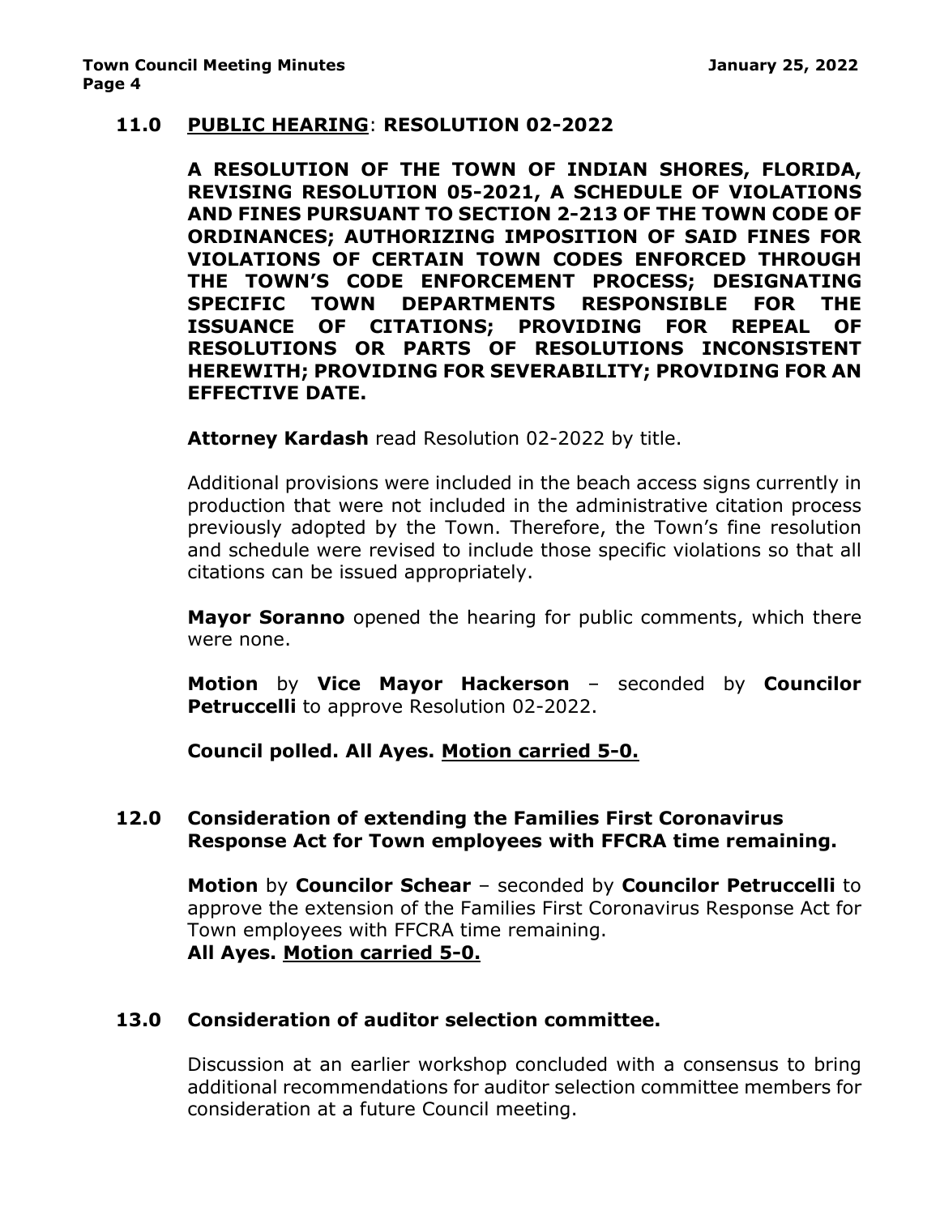## 11.0 PUBLIC HEARING: RESOLUTION 02-2022

**A RESOLUTION OF THE TOWN OF INDIAN SHORES, FLORIDA, REVISING RESOLUTION 05-2021, A SCHEDULE OF VIOLATIONS AND FINES PURSUANT TO SECTION 2-213 OF THE TOWN CODE OF ORDINANCES; AUTHORIZING IMPOSITION OF SAID FINES FOR VIOLATIONS OF CERTAIN TOWN CODES ENFORCED THROUGH THE TOWN'S CODE ENFORCEMENT PROCESS; DESIGNATING SPECIFIC TOWN DEPARTMENTS RESPONSIBLE FOR THE ISSUANCE OF CITATIONS; PROVIDING FOR REPEAL OF RESOLUTIONS OR PARTS OF RESOLUTIONS INCONSISTENT HEREWITH; PROVIDING FOR SEVERABILITY; PROVIDING FOR AN EFFECTIVE DATE.**

**Attorney Kardash** read Resolution 02-2022 by title.

Additional provisions were included in the beach access signs currently in production that were not included in the administrative citation process previously adopted by the Town. Therefore, the Town's fine resolution and schedule were revised to include those specific violations so that all citations can be issued appropriately.

**Mayor Soranno** opened the hearing for public comments, which there were none.

**Motion** by **Vice Mayor Hackerson** – seconded by **Councilor Petruccelli** to approve Resolution 02-2022.

**Council polled. All Ayes. Motion carried 5-0.**

## 12.0 Consideration of extending the Families First Coronavirus Response Act for Town employees with FFCRA time remaining.

**Motion** by **Councilor Schear** – seconded by **Councilor Petruccelli** to approve the extension of the Families First Coronavirus Response Act for Town employees with FFCRA time remaining.
**All Ayes. Motion carried 5-0.**

## 13.0 Consideration of auditor selection committee.

Discussion at an earlier workshop concluded with a consensus to bring additional recommendations for auditor selection committee members for consideration at a future Council meeting.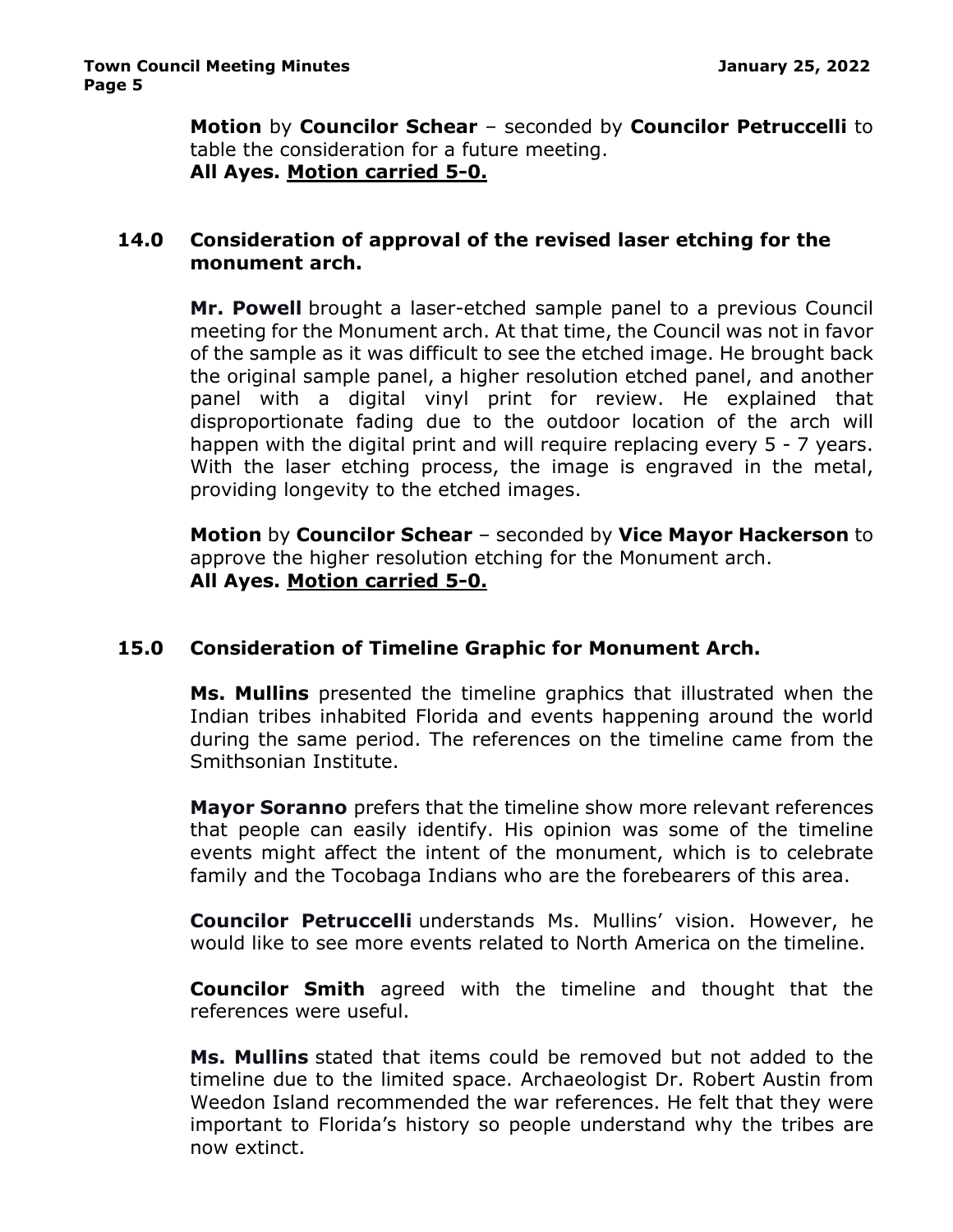**Motion** by **Councilor Schear** – seconded by **Councilor Petruccelli** to table the consideration for a future meeting.
**All Ayes.** **Motion carried 5-0.**

## 14.0 Consideration of approval of the revised laser etching for the monument arch.

**Mr. Powell** brought a laser-etched sample panel to a previous Council meeting for the Monument arch. At that time, the Council was not in favor of the sample as it was difficult to see the etched image. He brought back the original sample panel, a higher resolution etched panel, and another panel with a digital vinyl print for review. He explained that disproportionate fading due to the outdoor location of the arch will happen with the digital print and will require replacing every 5 - 7 years. With the laser etching process, the image is engraved in the metal, providing longevity to the etched images.

**Motion** by **Councilor Schear** – seconded by **Vice Mayor Hackerson** to approve the higher resolution etching for the Monument arch.
**All Ayes.** **Motion carried 5-0.**

## 15.0 Consideration of Timeline Graphic for Monument Arch.

**Ms. Mullins** presented the timeline graphics that illustrated when the Indian tribes inhabited Florida and events happening around the world during the same period. The references on the timeline came from the Smithsonian Institute.

**Mayor Soranno** prefers that the timeline show more relevant references that people can easily identify. His opinion was some of the timeline events might affect the intent of the monument, which is to celebrate family and the Tocobaga Indians who are the forebearers of this area.

**Councilor Petruccelli** understands Ms. Mullins' vision. However, he would like to see more events related to North America on the timeline.

**Councilor Smith** agreed with the timeline and thought that the references were useful.

**Ms. Mullins** stated that items could be removed but not added to the timeline due to the limited space. Archaeologist Dr. Robert Austin from Weedon Island recommended the war references. He felt that they were important to Florida's history so people understand why the tribes are now extinct.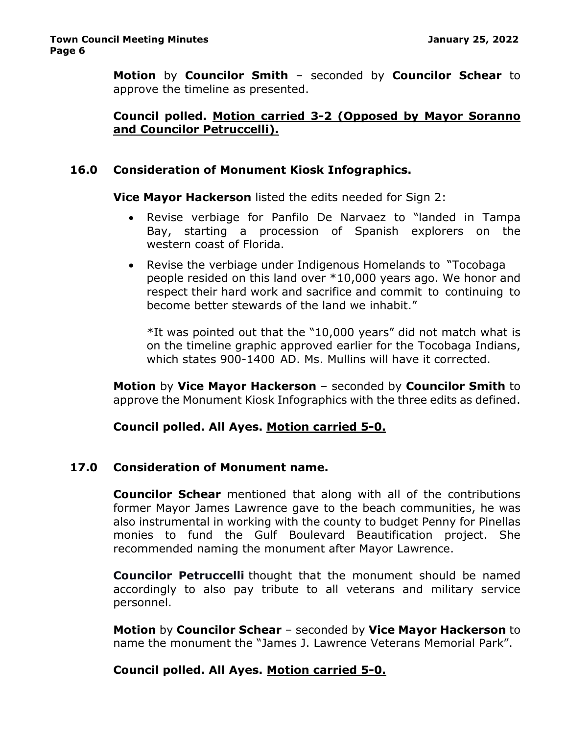**Motion** by **Councilor Smith** – seconded by **Councilor Schear** to approve the timeline as presented.

**Council polled. Motion carried 3-2 (Opposed by Mayor Soranno and Councilor Petruccelli).**

## 16.0 Consideration of Monument Kiosk Infographics.

**Vice Mayor Hackerson** listed the edits needed for Sign 2:

- Revise verbiage for Panfilo De Narvaez to "landed in Tampa Bay, starting a procession of Spanish explorers on the western coast of Florida.
- Revise the verbiage under Indigenous Homelands to "Tocobaga people resided on this land over *10,000 years ago. We honor and respect their hard work and sacrifice and commit to continuing to become better stewards of the land we inhabit."

  *It was pointed out that the "10,000 years" did not match what is on the timeline graphic approved earlier for the Tocobaga Indians, which states 900-1400 AD. Ms. Mullins will have it corrected.

**Motion** by **Vice Mayor Hackerson** – seconded by **Councilor Smith** to approve the Monument Kiosk Infographics with the three edits as defined.

**Council polled. All Ayes. Motion carried 5-0.**

## 17.0 Consideration of Monument name.

**Councilor Schear** mentioned that along with all of the contributions former Mayor James Lawrence gave to the beach communities, he was also instrumental in working with the county to budget Penny for Pinellas monies to fund the Gulf Boulevard Beautification project. She recommended naming the monument after Mayor Lawrence.

**Councilor Petruccelli** thought that the monument should be named accordingly to also pay tribute to all veterans and military service personnel.

**Motion** by **Councilor Schear** – seconded by **Vice Mayor Hackerson** to name the monument the "James J. Lawrence Veterans Memorial Park".

**Council polled. All Ayes. Motion carried 5-0.**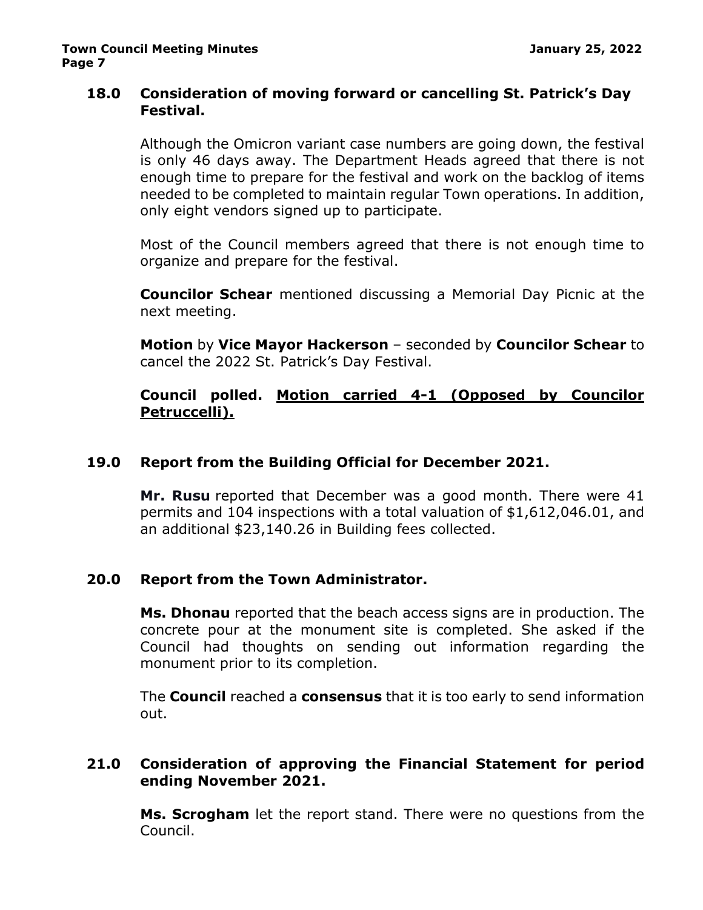## 18.0 Consideration of moving forward or cancelling St. Patrick's Day Festival.

Although the Omicron variant case numbers are going down, the festival is only 46 days away. The Department Heads agreed that there is not enough time to prepare for the festival and work on the backlog of items needed to be completed to maintain regular Town operations. In addition, only eight vendors signed up to participate.

Most of the Council members agreed that there is not enough time to organize and prepare for the festival.

**Councilor Schear** mentioned discussing a Memorial Day Picnic at the next meeting.

**Motion** by **Vice Mayor Hackerson** – seconded by **Councilor Schear** to cancel the 2022 St. Patrick's Day Festival.

**Council polled. Motion carried 4-1 (Opposed by Councilor Petruccelli).**

## 19.0 Report from the Building Official for December 2021.

**Mr. Rusu** reported that December was a good month. There were 41 permits and 104 inspections with a total valuation of $1,612,046.01, and an additional $23,140.26 in Building fees collected.

## 20.0 Report from the Town Administrator.

**Ms. Dhonau** reported that the beach access signs are in production. The concrete pour at the monument site is completed. She asked if the Council had thoughts on sending out information regarding the monument prior to its completion.

The **Council** reached a **consensus** that it is too early to send information out.

## 21.0 Consideration of approving the Financial Statement for period ending November 2021.

**Ms. Scrogham** let the report stand. There were no questions from the Council.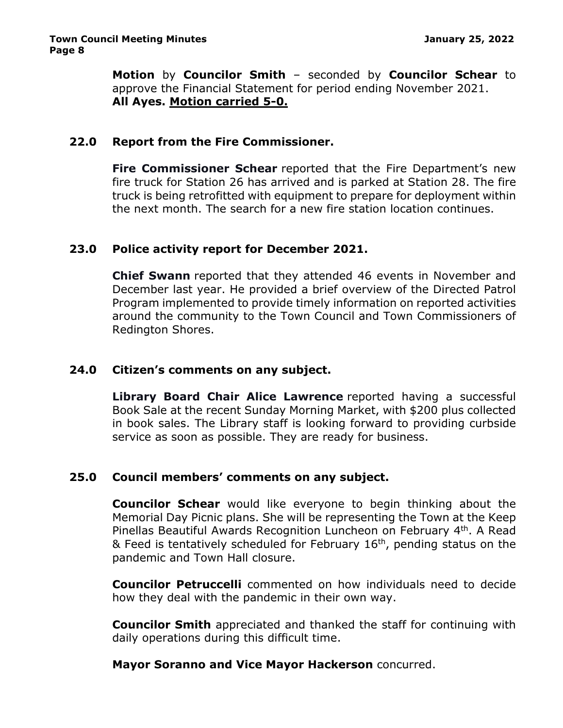**Motion** by **Councilor Smith** – seconded by **Councilor Schear** to approve the Financial Statement for period ending November 2021.
**All Ayes. Motion carried 5-0.**

## 22.0 Report from the Fire Commissioner.

**Fire Commissioner Schear** reported that the Fire Department's new fire truck for Station 26 has arrived and is parked at Station 28. The fire truck is being retrofitted with equipment to prepare for deployment within the next month. The search for a new fire station location continues.

## 23.0 Police activity report for December 2021.

**Chief Swann** reported that they attended 46 events in November and December last year. He provided a brief overview of the Directed Patrol Program implemented to provide timely information on reported activities around the community to the Town Council and Town Commissioners of Redington Shores.

## 24.0 Citizen's comments on any subject.

**Library Board Chair Alice Lawrence** reported having a successful Book Sale at the recent Sunday Morning Market, with $200 plus collected in book sales. The Library staff is looking forward to providing curbside service as soon as possible. They are ready for business.

## 25.0 Council members' comments on any subject.

**Councilor Schear** would like everyone to begin thinking about the Memorial Day Picnic plans. She will be representing the Town at the Keep Pinellas Beautiful Awards Recognition Luncheon on February 4th. A Read & Feed is tentatively scheduled for February 16th, pending status on the pandemic and Town Hall closure.

**Councilor Petruccelli** commented on how individuals need to decide how they deal with the pandemic in their own way.

**Councilor Smith** appreciated and thanked the staff for continuing with daily operations during this difficult time.

**Mayor Soranno and Vice Mayor Hackerson** concurred.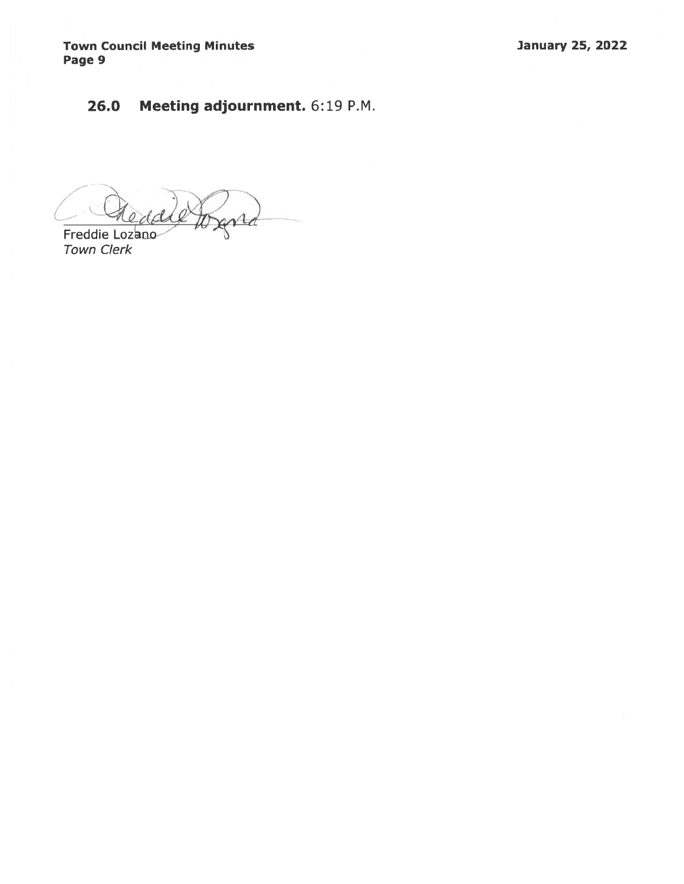**26.0 Meeting adjournment.** 6:19 P.M.

Freddie Lozano
*Town Clerk*